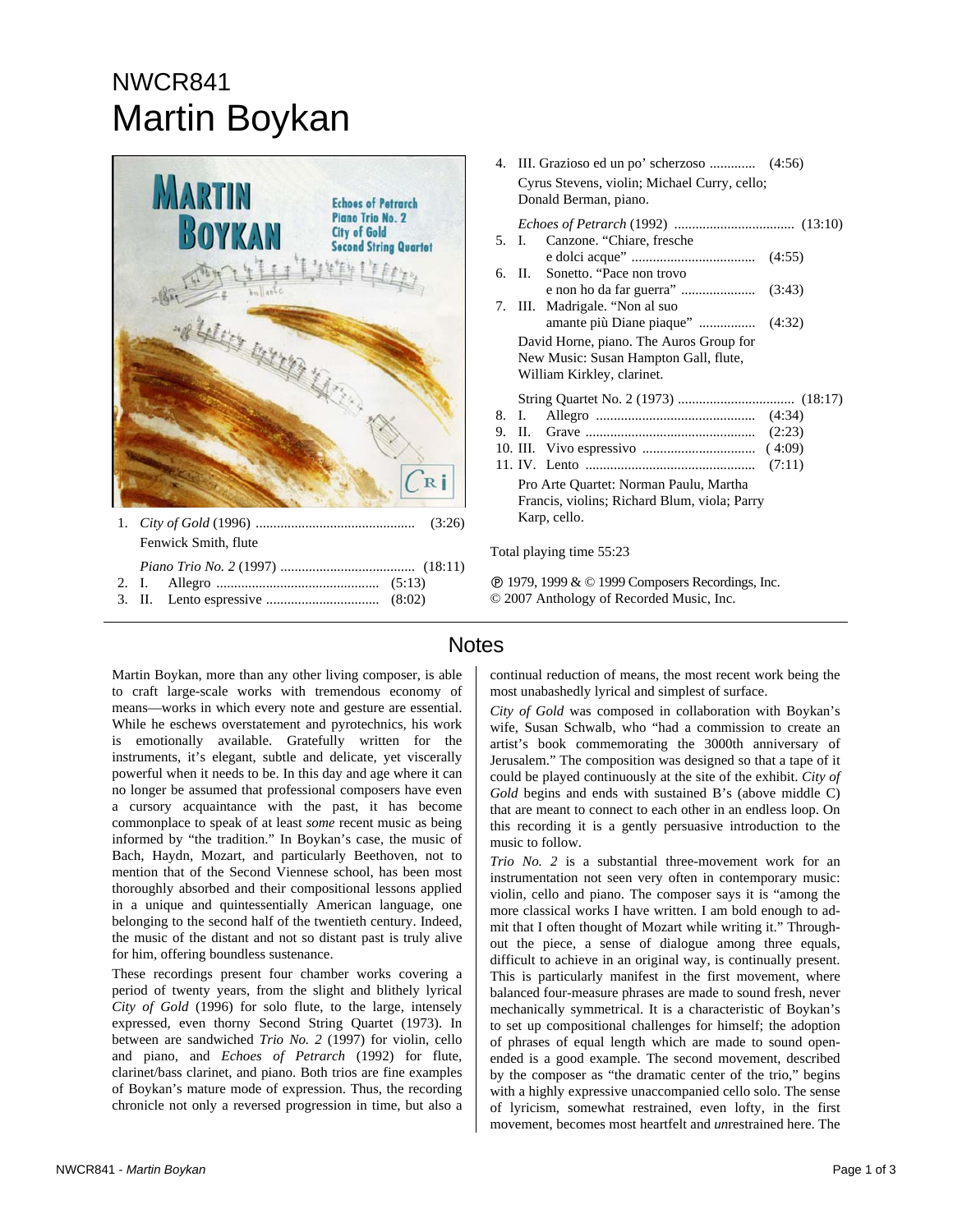NWCR841

# Martin Boykan

1. *City of Gold* (1996) ............................................ (3:26)
   Fenwick Smith, flute

*Piano Trio No. 2* (1997) ...................................... (18:11)

2. I. Allegro .............................................. (5:13)
3. II. Lento espressive ................................ (8:02)
4. III. Grazioso ed un po' scherzoso ............. (4:56)
   Cyrus Stevens, violin; Michael Curry, cello; Donald Berman, piano.

*Echoes of Petrarch* (1992) .................................. (13:10)

5. I. Canzone. "Chiare, fresche e dolci acque" .................................. (4:55)
6. II. Sonetto. "Pace non trovo e non ho da far guerra" ..................... (3:43)
7. III. Madrigale. "Non al suo amante più Diane piaque" ................ (4:32)
   David Horne, piano. The Auros Group for New Music: Susan Hampton Gall, flute, William Kirkley, clarinet.

String Quartet No. 2 (1973) ................................ (18:17)

8. I. Allegro ............................................ (4:34)
9. II. Grave ............................................... (2:23)
10. III. Vivo espressivo ................................ (4:09)
11. IV. Lento ............................................... (7:11)
    Pro Arte Quartet: Norman Paulu, Martha Francis, violins; Richard Blum, viola; Parry Karp, cello.

Total playing time 55:23

℗ 1979, 1999 & © 1999 Composers Recordings, Inc.
© 2007 Anthology of Recorded Music, Inc.

## Notes

Martin Boykan, more than any other living composer, is able to craft large-scale works with tremendous economy of means—works in which every note and gesture are essential. While he eschews overstatement and pyrotechnics, his work is emotionally available. Gratefully written for the instruments, it's elegant, subtle and delicate, yet viscerally powerful when it needs to be. In this day and age where it can no longer be assumed that professional composers have even a cursory acquaintance with the past, it has become commonplace to speak of at least *some* recent music as being informed by "the tradition." In Boykan's case, the music of Bach, Haydn, Mozart, and particularly Beethoven, not to mention that of the Second Viennese school, has been most thoroughly absorbed and their compositional lessons applied in a unique and quintessentially American language, one belonging to the second half of the twentieth century. Indeed, the music of the distant and not so distant past is truly alive for him, offering boundless sustenance.

These recordings present four chamber works covering a period of twenty years, from the slight and blithely lyrical *City of Gold* (1996) for solo flute, to the large, intensely expressed, even thorny Second String Quartet (1973). In between are sandwiched *Trio No. 2* (1997) for violin, cello and piano, and *Echoes of Petrarch* (1992) for flute, clarinet/bass clarinet, and piano. Both trios are fine examples of Boykan's mature mode of expression. Thus, the recording chronicle not only a reversed progression in time, but also a continual reduction of means, the most recent work being the most unabashedly lyrical and simplest of surface.

*City of Gold* was composed in collaboration with Boykan's wife, Susan Schwalb, who "had a commission to create an artist's book commemorating the 3000th anniversary of Jerusalem." The composition was designed so that a tape of it could be played continuously at the site of the exhibit. *City of Gold* begins and ends with sustained B's (above middle C) that are meant to connect to each other in an endless loop. On this recording it is a gently persuasive introduction to the music to follow.

*Trio No. 2* is a substantial three-movement work for an instrumentation not seen very often in contemporary music: violin, cello and piano. The composer says it is "among the more classical works I have written. I am bold enough to admit that I often thought of Mozart while writing it." Throughout the piece, a sense of dialogue among three equals, difficult to achieve in an original way, is continually present. This is particularly manifest in the first movement, where balanced four-measure phrases are made to sound fresh, never mechanically symmetrical. It is a characteristic of Boykan's to set up compositional challenges for himself; the adoption of phrases of equal length which are made to sound open-ended is a good example. The second movement, described by the composer as "the dramatic center of the trio," begins with a highly expressive unaccompanied cello solo. The sense of lyricism, somewhat restrained, even lofty, in the first movement, becomes most heartfelt and *un*restrained here. The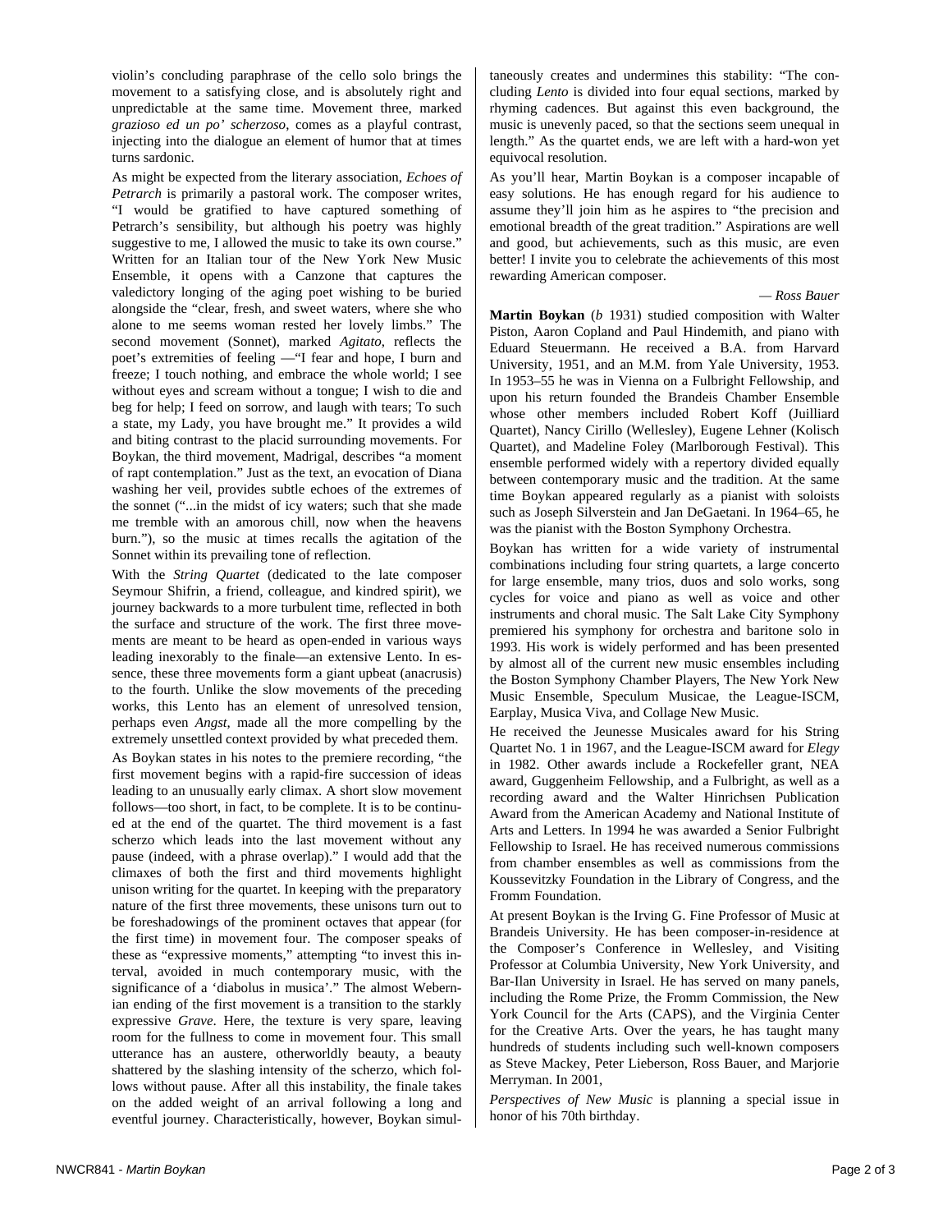violin's concluding paraphrase of the cello solo brings the movement to a satisfying close, and is absolutely right and unpredictable at the same time. Movement three, marked *grazioso ed un po' scherzoso*, comes as a playful contrast, injecting into the dialogue an element of humor that at times turns sardonic.

As might be expected from the literary association, *Echoes of Petrarch* is primarily a pastoral work. The composer writes, "I would be gratified to have captured something of Petrarch's sensibility, but although his poetry was highly suggestive to me, I allowed the music to take its own course." Written for an Italian tour of the New York New Music Ensemble, it opens with a Canzone that captures the valedictory longing of the aging poet wishing to be buried alongside the "clear, fresh, and sweet waters, where she who alone to me seems woman rested her lovely limbs." The second movement (Sonnet), marked *Agitato*, reflects the poet's extremities of feeling —"I fear and hope, I burn and freeze; I touch nothing, and embrace the whole world; I see without eyes and scream without a tongue; I wish to die and beg for help; I feed on sorrow, and laugh with tears; To such a state, my Lady, you have brought me." It provides a wild and biting contrast to the placid surrounding movements. For Boykan, the third movement, Madrigal, describes "a moment of rapt contemplation." Just as the text, an evocation of Diana washing her veil, provides subtle echoes of the extremes of the sonnet ("...in the midst of icy waters; such that she made me tremble with an amorous chill, now when the heavens burn."), so the music at times recalls the agitation of the Sonnet within its prevailing tone of reflection.

With the *String Quartet* (dedicated to the late composer Seymour Shifrin, a friend, colleague, and kindred spirit), we journey backwards to a more turbulent time, reflected in both the surface and structure of the work. The first three movements are meant to be heard as open-ended in various ways leading inexorably to the finale—an extensive Lento. In essence, these three movements form a giant upbeat (anacrusis) to the fourth. Unlike the slow movements of the preceding works, this Lento has an element of unresolved tension, perhaps even *Angst*, made all the more compelling by the extremely unsettled context provided by what preceded them.

As Boykan states in his notes to the premiere recording, "the first movement begins with a rapid-fire succession of ideas leading to an unusually early climax. A short slow movement follows—too short, in fact, to be complete. It is to be continued at the end of the quartet. The third movement is a fast scherzo which leads into the last movement without any pause (indeed, with a phrase overlap)." I would add that the climaxes of both the first and third movements highlight unison writing for the quartet. In keeping with the preparatory nature of the first three movements, these unisons turn out to be foreshadowings of the prominent octaves that appear (for the first time) in movement four. The composer speaks of these as "expressive moments," attempting "to invest this interval, avoided in much contemporary music, with the significance of a 'diabolus in musica'." The almost Webernian ending of the first movement is a transition to the starkly expressive *Grave*. Here, the texture is very spare, leaving room for the fullness to come in movement four. This small utterance has an austere, otherworldly beauty, a beauty shattered by the slashing intensity of the scherzo, which follows without pause. After all this instability, the finale takes on the added weight of an arrival following a long and eventful journey. Characteristically, however, Boykan simultaneously creates and undermines this stability: "The concluding *Lento* is divided into four equal sections, marked by rhyming cadences. But against this even background, the music is unevenly paced, so that the sections seem unequal in length." As the quartet ends, we are left with a hard-won yet equivocal resolution.

As you'll hear, Martin Boykan is a composer incapable of easy solutions. He has enough regard for his audience to assume they'll join him as he aspires to "the precision and emotional breadth of the great tradition." Aspirations are well and good, but achievements, such as this music, are even better! I invite you to celebrate the achievements of this most rewarding American composer.

*— Ross Bauer*

**Martin Boykan** (*b* 1931) studied composition with Walter Piston, Aaron Copland and Paul Hindemith, and piano with Eduard Steuermann. He received a B.A. from Harvard University, 1951, and an M.M. from Yale University, 1953. In 1953–55 he was in Vienna on a Fulbright Fellowship, and upon his return founded the Brandeis Chamber Ensemble whose other members included Robert Koff (Juilliard Quartet), Nancy Cirillo (Wellesley), Eugene Lehner (Kolisch Quartet), and Madeline Foley (Marlborough Festival). This ensemble performed widely with a repertory divided equally between contemporary music and the tradition. At the same time Boykan appeared regularly as a pianist with soloists such as Joseph Silverstein and Jan DeGaetani. In 1964–65, he was the pianist with the Boston Symphony Orchestra.

Boykan has written for a wide variety of instrumental combinations including four string quartets, a large concerto for large ensemble, many trios, duos and solo works, song cycles for voice and piano as well as voice and other instruments and choral music. The Salt Lake City Symphony premiered his symphony for orchestra and baritone solo in 1993. His work is widely performed and has been presented by almost all of the current new music ensembles including the Boston Symphony Chamber Players, The New York New Music Ensemble, Speculum Musicae, the League-ISCM, Earplay, Musica Viva, and Collage New Music.

He received the Jeunesse Musicales award for his String Quartet No. 1 in 1967, and the League-ISCM award for *Elegy* in 1982. Other awards include a Rockefeller grant, NEA award, Guggenheim Fellowship, and a Fulbright, as well as a recording award and the Walter Hinrichsen Publication Award from the American Academy and National Institute of Arts and Letters. In 1994 he was awarded a Senior Fulbright Fellowship to Israel. He has received numerous commissions from chamber ensembles as well as commissions from the Koussevitzky Foundation in the Library of Congress, and the Fromm Foundation.

At present Boykan is the Irving G. Fine Professor of Music at Brandeis University. He has been composer-in-residence at the Composer's Conference in Wellesley, and Visiting Professor at Columbia University, New York University, and Bar-Ilan University in Israel. He has served on many panels, including the Rome Prize, the Fromm Commission, the New York Council for the Arts (CAPS), and the Virginia Center for the Creative Arts. Over the years, he has taught many hundreds of students including such well-known composers as Steve Mackey, Peter Lieberson, Ross Bauer, and Marjorie Merryman. In 2001,

*Perspectives of New Music* is planning a special issue in honor of his 70th birthday.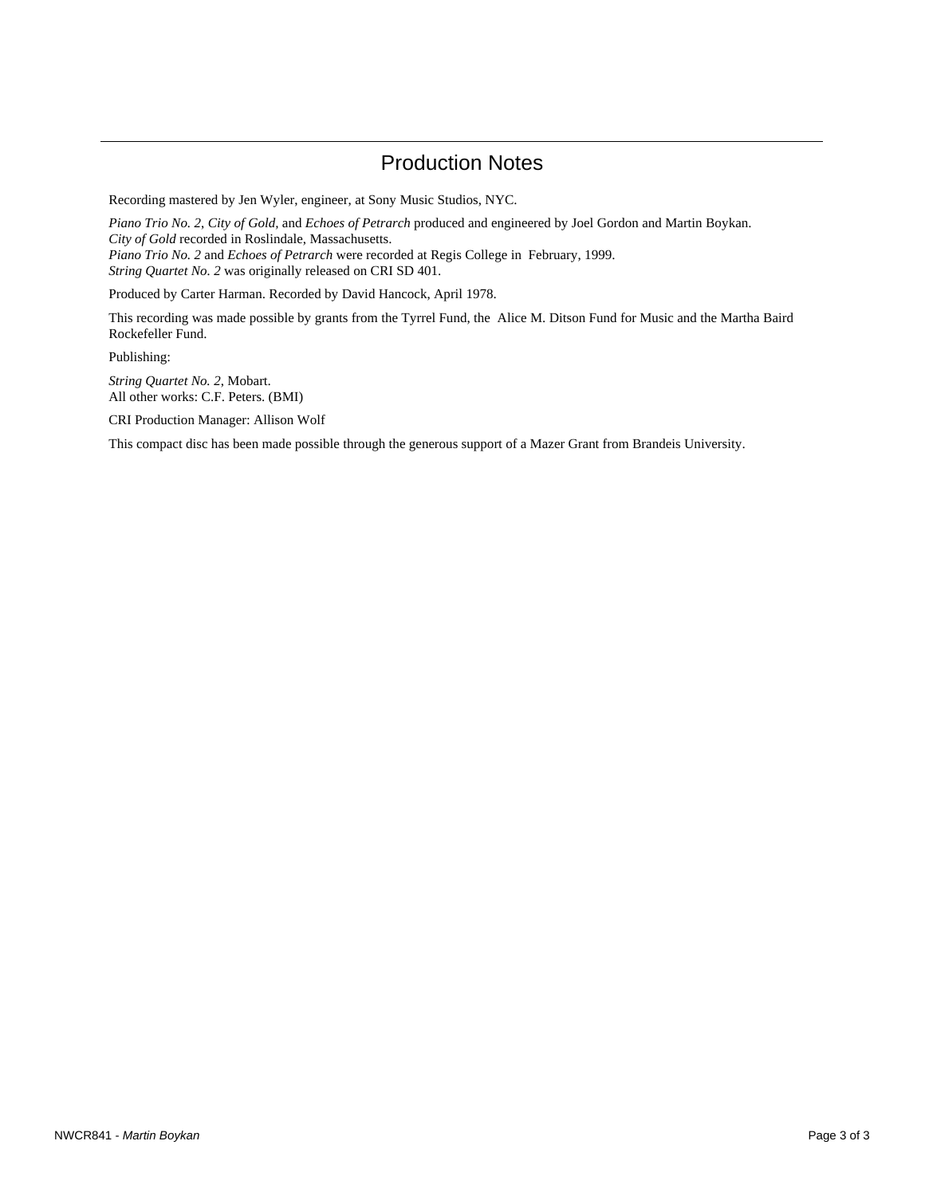## Production Notes

Recording mastered by Jen Wyler, engineer, at Sony Music Studios, NYC.

*Piano Trio No. 2*, *City of Gold*, and *Echoes of Petrarch* produced and engineered by Joel Gordon and Martin Boykan.
*City of Gold* recorded in Roslindale, Massachusetts.
*Piano Trio No. 2* and *Echoes of Petrarch* were recorded at Regis College in February, 1999.
*String Quartet No. 2* was originally released on CRI SD 401.

Produced by Carter Harman. Recorded by David Hancock, April 1978.

This recording was made possible by grants from the Tyrrel Fund, the Alice M. Ditson Fund for Music and the Martha Baird Rockefeller Fund.

Publishing:

*String Quartet No. 2*, Mobart.
All other works: C.F. Peters. (BMI)

CRI Production Manager: Allison Wolf

This compact disc has been made possible through the generous support of a Mazer Grant from Brandeis University.